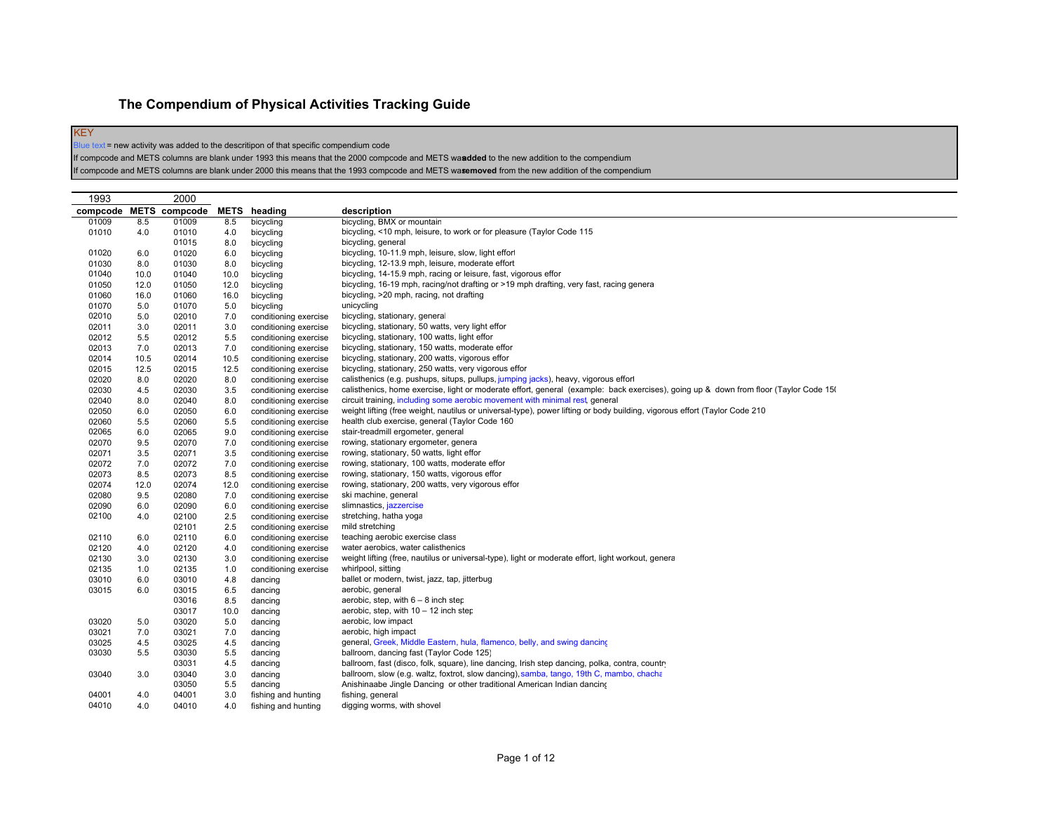# The Compendium of Physical Activities Tracking Guide

**KEY**

Blue text = new activity was added to the descritipon of that specific compendium code

If compcode and METS columns are blank under 1993 this means that the 2000 compcode and METS was **added** to the new addition to the compendium

If compcode and METS columns are blank under 2000 this means that the 1993 compcode and METS was **removed** from the new addition of the compendium

| 1993 | | 2000 | | | |
|---|---|---|---|---|---|
| **compcode** | **METS** | **compcode** | **METS** | **heading** | **description** |
| 01009 | 8.5 | 01009 | 8.5 | bicycling | bicycling, BMX or mountain |
| 01010 | 4.0 | 01010 | 4.0 | bicycling | bicycling, <10 mph, leisure, to work or for pleasure (Taylor Code 115 |
| | | 01015 | 8.0 | bicycling | bicycling, general |
| 01020 | 6.0 | 01020 | 6.0 | bicycling | bicycling, 10-11.9 mph, leisure, slow, light effort |
| 01030 | 8.0 | 01030 | 8.0 | bicycling | bicycling, 12-13.9 mph, leisure, moderate effort |
| 01040 | 10.0 | 01040 | 10.0 | bicycling | bicycling, 14-15.9 mph, racing or leisure, fast, vigorous effor |
| 01050 | 12.0 | 01050 | 12.0 | bicycling | bicycling, 16-19 mph, racing/not drafting or >19 mph drafting, very fast, racing genera |
| 01060 | 16.0 | 01060 | 16.0 | bicycling | bicycling, >20 mph, racing, not drafting |
| 01070 | 5.0 | 01070 | 5.0 | bicycling | unicycling |
| 02010 | 5.0 | 02010 | 7.0 | conditioning exercise | bicycling, stationary, general |
| 02011 | 3.0 | 02011 | 3.0 | conditioning exercise | bicycling, stationary, 50 watts, very light effor |
| 02012 | 5.5 | 02012 | 5.5 | conditioning exercise | bicycling, stationary, 100 watts, light effor |
| 02013 | 7.0 | 02013 | 7.0 | conditioning exercise | bicycling, stationary, 150 watts, moderate effor |
| 02014 | 10.5 | 02014 | 10.5 | conditioning exercise | bicycling, stationary, 200 watts, vigorous effor |
| 02015 | 12.5 | 02015 | 12.5 | conditioning exercise | bicycling, stationary, 250 watts, very vigorous effor |
| 02020 | 8.0 | 02020 | 8.0 | conditioning exercise | calisthenics (e.g. pushups, situps, pullups, jumping jacks), heavy, vigorous effort |
| 02030 | 4.5 | 02030 | 3.5 | conditioning exercise | calisthenics, home exercise, light or moderate effort, general (example: back exercises), going up & down from floor (Taylor Code 15( |
| 02040 | 8.0 | 02040 | 8.0 | conditioning exercise | circuit training, including some aerobic movement with minimal rest, general |
| 02050 | 6.0 | 02050 | 6.0 | conditioning exercise | weight lifting (free weight, nautilus or universal-type), power lifting or body building, vigorous effort (Taylor Code 210 |
| 02060 | 5.5 | 02060 | 5.5 | conditioning exercise | health club exercise, general (Taylor Code 160 |
| 02065 | 6.0 | 02065 | 9.0 | conditioning exercise | stair-treadmill ergometer, general |
| 02070 | 9.5 | 02070 | 7.0 | conditioning exercise | rowing, stationary ergometer, genera |
| 02071 | 3.5 | 02071 | 3.5 | conditioning exercise | rowing, stationary, 50 watts, light effor |
| 02072 | 7.0 | 02072 | 7.0 | conditioning exercise | rowing, stationary, 100 watts, moderate effor |
| 02073 | 8.5 | 02073 | 8.5 | conditioning exercise | rowing, stationary, 150 watts, vigorous effor |
| 02074 | 12.0 | 02074 | 12.0 | conditioning exercise | rowing, stationary, 200 watts, very vigorous effor |
| 02080 | 9.5 | 02080 | 7.0 | conditioning exercise | ski machine, general |
| 02090 | 6.0 | 02090 | 6.0 | conditioning exercise | slimnastics, jazzercise |
| 02100 | 4.0 | 02100 | 2.5 | conditioning exercise | stretching, hatha yoga |
| | | 02101 | 2.5 | conditioning exercise | mild stretching |
| 02110 | 6.0 | 02110 | 6.0 | conditioning exercise | teaching aerobic exercise class |
| 02120 | 4.0 | 02120 | 4.0 | conditioning exercise | water aerobics, water calisthenics |
| 02130 | 3.0 | 02130 | 3.0 | conditioning exercise | weight lifting (free, nautilus or universal-type), light or moderate effort, light workout, genera |
| 02135 | 1.0 | 02135 | 1.0 | conditioning exercise | whirlpool, sitting |
| 03010 | 6.0 | 03010 | 4.8 | dancing | ballet or modern, twist, jazz, tap, jitterbug |
| 03015 | 6.0 | 03015 | 6.5 | dancing | aerobic, general |
| | | 03016 | 8.5 | dancing | aerobic, step, with 6 – 8 inch step |
| | | 03017 | 10.0 | dancing | aerobic, step, with 10 – 12 inch step |
| 03020 | 5.0 | 03020 | 5.0 | dancing | aerobic, low impact |
| 03021 | 7.0 | 03021 | 7.0 | dancing | aerobic, high impact |
| 03025 | 4.5 | 03025 | 4.5 | dancing | general, Greek, Middle Eastern, hula, flamenco, belly, and swing dancing |
| 03030 | 5.5 | 03030 | 5.5 | dancing | ballroom, dancing fast (Taylor Code 125) |
| | | 03031 | 4.5 | dancing | ballroom, fast (disco, folk, square), line dancing, Irish step dancing, polka, contra, country |
| 03040 | 3.0 | 03040 | 3.0 | dancing | ballroom, slow (e.g. waltz, foxtrot, slow dancing), samba, tango, 19th C, mambo, chacha |
| | | 03050 | 5.5 | dancing | Anishinaabe Jingle Dancing or other traditional American Indian dancing |
| 04001 | 4.0 | 04001 | 3.0 | fishing and hunting | fishing, general |
| 04010 | 4.0 | 04010 | 4.0 | fishing and hunting | digging worms, with shovel |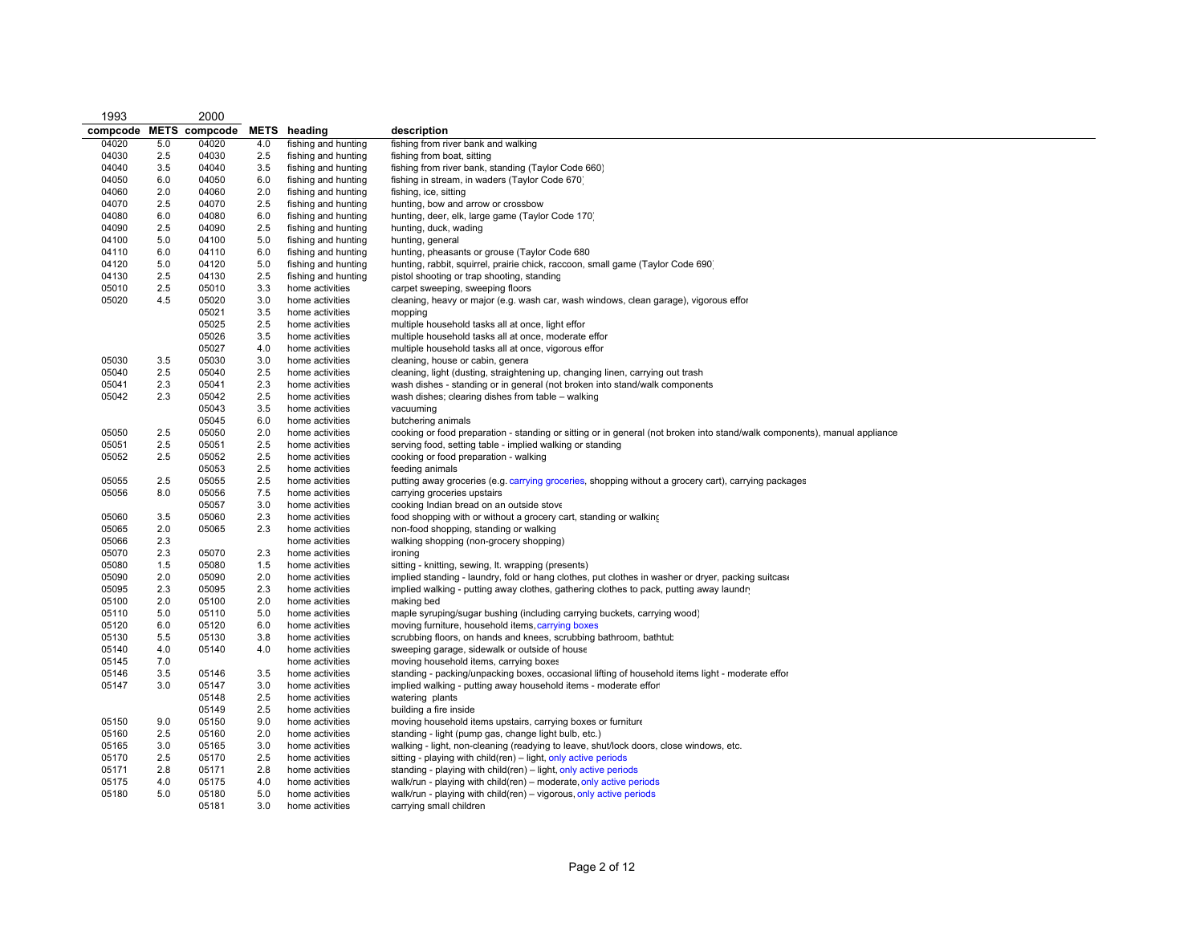| 1993 compcode | METS | 2000 compcode | METS | heading | description |
|---|---|---|---|---|---|
| 04020 | 5.0 | 04020 | 4.0 | fishing and hunting | fishing from river bank and walking |
| 04030 | 2.5 | 04030 | 2.5 | fishing and hunting | fishing from boat, sitting |
| 04040 | 3.5 | 04040 | 3.5 | fishing and hunting | fishing from river bank, standing (Taylor Code 660) |
| 04050 | 6.0 | 04050 | 6.0 | fishing and hunting | fishing in stream, in waders (Taylor Code 670) |
| 04060 | 2.0 | 04060 | 2.0 | fishing and hunting | fishing, ice, sitting |
| 04070 | 2.5 | 04070 | 2.5 | fishing and hunting | hunting, bow and arrow or crossbow |
| 04080 | 6.0 | 04080 | 6.0 | fishing and hunting | hunting, deer, elk, large game (Taylor Code 170) |
| 04090 | 2.5 | 04090 | 2.5 | fishing and hunting | hunting, duck, wading |
| 04100 | 5.0 | 04100 | 5.0 | fishing and hunting | hunting, general |
| 04110 | 6.0 | 04110 | 6.0 | fishing and hunting | hunting, pheasants or grouse (Taylor Code 680 |
| 04120 | 5.0 | 04120 | 5.0 | fishing and hunting | hunting, rabbit, squirrel, prairie chick, raccoon, small game (Taylor Code 690) |
| 04130 | 2.5 | 04130 | 2.5 | fishing and hunting | pistol shooting or trap shooting, standing |
| 05010 | 2.5 | 05010 | 3.3 | home activities | carpet sweeping, sweeping floors |
| 05020 | 4.5 | 05020 | 3.0 | home activities | cleaning, heavy or major (e.g. wash car, wash windows, clean garage), vigorous effort |
| | | 05021 | 3.5 | home activities | mopping |
| | | 05025 | 2.5 | home activities | multiple household tasks all at once, light effort |
| | | 05026 | 3.5 | home activities | multiple household tasks all at once, moderate effort |
| | | 05027 | 4.0 | home activities | multiple household tasks all at once, vigorous effort |
| 05030 | 3.5 | 05030 | 3.0 | home activities | cleaning, house or cabin, general |
| 05040 | 2.5 | 05040 | 2.5 | home activities | cleaning, light (dusting, straightening up, changing linen, carrying out trash |
| 05041 | 2.3 | 05041 | 2.3 | home activities | wash dishes - standing or in general (not broken into stand/walk components |
| 05042 | 2.3 | 05042 | 2.5 | home activities | wash dishes; clearing dishes from table – walking |
| | | 05043 | 3.5 | home activities | vacuuming |
| | | 05045 | 6.0 | home activities | butchering animals |
| 05050 | 2.5 | 05050 | 2.0 | home activities | cooking or food preparation - standing or sitting or in general (not broken into stand/walk components), manual appliance |
| 05051 | 2.5 | 05051 | 2.5 | home activities | serving food, setting table - implied walking or standing |
| 05052 | 2.5 | 05052 | 2.5 | home activities | cooking or food preparation - walking |
| | | 05053 | 2.5 | home activities | feeding animals |
| 05055 | 2.5 | 05055 | 2.5 | home activities | putting away groceries (e.g. carrying groceries, shopping without a grocery cart), carrying packages |
| 05056 | 8.0 | 05056 | 7.5 | home activities | carrying groceries upstairs |
| | | 05057 | 3.0 | home activities | cooking Indian bread on an outside stove |
| 05060 | 3.5 | 05060 | 2.3 | home activities | food shopping with or without a grocery cart, standing or walking |
| 05065 | 2.0 | 05065 | 2.3 | home activities | non-food shopping, standing or walking |
| 05066 | 2.3 | | | home activities | walking shopping (non-grocery shopping) |
| 05070 | 2.3 | 05070 | 2.3 | home activities | ironing |
| 05080 | 1.5 | 05080 | 1.5 | home activities | sitting - knitting, sewing, lt. wrapping (presents) |
| 05090 | 2.0 | 05090 | 2.0 | home activities | implied standing - laundry, fold or hang clothes, put clothes in washer or dryer, packing suitcase |
| 05095 | 2.3 | 05095 | 2.3 | home activities | implied walking - putting away clothes, gathering clothes to pack, putting away laundry |
| 05100 | 2.0 | 05100 | 2.0 | home activities | making bed |
| 05110 | 5.0 | 05110 | 5.0 | home activities | maple syruping/sugar bushing (including carrying buckets, carrying wood) |
| 05120 | 6.0 | 05120 | 6.0 | home activities | moving furniture, household items, carrying boxes |
| 05130 | 5.5 | 05130 | 3.8 | home activities | scrubbing floors, on hands and knees, scrubbing bathroom, bathtub |
| 05140 | 4.0 | 05140 | 4.0 | home activities | sweeping garage, sidewalk or outside of house |
| 05145 | 7.0 | | | home activities | moving household items, carrying boxes |
| 05146 | 3.5 | 05146 | 3.5 | home activities | standing - packing/unpacking boxes, occasional lifting of household items light - moderate effort |
| 05147 | 3.0 | 05147 | 3.0 | home activities | implied walking - putting away household items - moderate effort |
| | | 05148 | 2.5 | home activities | watering plants |
| | | 05149 | 2.5 | home activities | building a fire inside |
| 05150 | 9.0 | 05150 | 9.0 | home activities | moving household items upstairs, carrying boxes or furniture |
| 05160 | 2.5 | 05160 | 2.0 | home activities | standing - light (pump gas, change light bulb, etc.) |
| 05165 | 3.0 | 05165 | 3.0 | home activities | walking - light, non-cleaning (readying to leave, shut/lock doors, close windows, etc. |
| 05170 | 2.5 | 05170 | 2.5 | home activities | sitting - playing with child(ren) – light, only active periods |
| 05171 | 2.8 | 05171 | 2.8 | home activities | standing - playing with child(ren) – light, only active periods |
| 05175 | 4.0 | 05175 | 4.0 | home activities | walk/run - playing with child(ren) – moderate, only active periods |
| 05180 | 5.0 | 05180 | 5.0 | home activities | walk/run - playing with child(ren) – vigorous, only active periods |
| | | 05181 | 3.0 | home activities | carrying small children |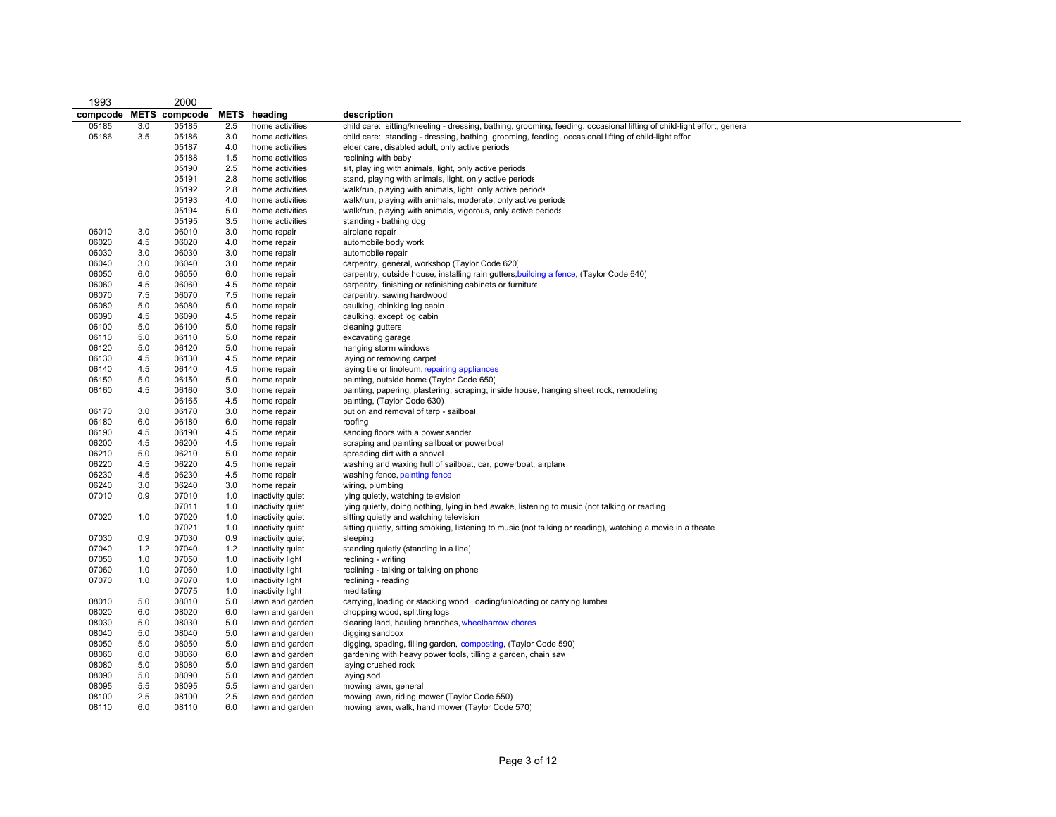| 1993 compcode | METS | 2000 compcode | METS | heading | description |
|---|---|---|---|---|---|
| 05185 | 3.0 | 05185 | 2.5 | home activities | child care: sitting/kneeling - dressing, bathing, grooming, feeding, occasional lifting of child-light effort, genera |
| 05186 | 3.5 | 05186 | 3.0 | home activities | child care: standing - dressing, bathing, grooming, feeding, occasional lifting of child-light effort |
| | | 05187 | 4.0 | home activities | elder care, disabled adult, only active periods |
| | | 05188 | 1.5 | home activities | reclining with baby |
| | | 05190 | 2.5 | home activities | sit, play ing with animals, light, only active periods |
| | | 05191 | 2.8 | home activities | stand, playing with animals, light, only active periods |
| | | 05192 | 2.8 | home activities | walk/run, playing with animals, light, only active periods |
| | | 05193 | 4.0 | home activities | walk/run, playing with animals, moderate, only active periods |
| | | 05194 | 5.0 | home activities | walk/run, playing with animals, vigorous, only active periods |
| | | 05195 | 3.5 | home activities | standing - bathing dog |
| 06010 | 3.0 | 06010 | 3.0 | home repair | airplane repair |
| 06020 | 4.5 | 06020 | 4.0 | home repair | automobile body work |
| 06030 | 3.0 | 06030 | 3.0 | home repair | automobile repair |
| 06040 | 3.0 | 06040 | 3.0 | home repair | carpentry, general, workshop (Taylor Code 620) |
| 06050 | 6.0 | 06050 | 6.0 | home repair | carpentry, outside house, installing rain gutters, building a fence, (Taylor Code 640) |
| 06060 | 4.5 | 06060 | 4.5 | home repair | carpentry, finishing or refinishing cabinets or furniture |
| 06070 | 7.5 | 06070 | 7.5 | home repair | carpentry, sawing hardwood |
| 06080 | 5.0 | 06080 | 5.0 | home repair | caulking, chinking log cabin |
| 06090 | 4.5 | 06090 | 4.5 | home repair | caulking, except log cabin |
| 06100 | 5.0 | 06100 | 5.0 | home repair | cleaning gutters |
| 06110 | 5.0 | 06110 | 5.0 | home repair | excavating garage |
| 06120 | 5.0 | 06120 | 5.0 | home repair | hanging storm windows |
| 06130 | 4.5 | 06130 | 4.5 | home repair | laying or removing carpet |
| 06140 | 4.5 | 06140 | 4.5 | home repair | laying tile or linoleum, repairing appliances |
| 06150 | 5.0 | 06150 | 5.0 | home repair | painting, outside home (Taylor Code 650) |
| 06160 | 4.5 | 06160 | 3.0 | home repair | painting, papering, plastering, scraping, inside house, hanging sheet rock, remodeling |
| | | 06165 | 4.5 | home repair | painting, (Taylor Code 630) |
| 06170 | 3.0 | 06170 | 3.0 | home repair | put on and removal of tarp - sailboat |
| 06180 | 6.0 | 06180 | 6.0 | home repair | roofing |
| 06190 | 4.5 | 06190 | 4.5 | home repair | sanding floors with a power sander |
| 06200 | 4.5 | 06200 | 4.5 | home repair | scraping and painting sailboat or powerboat |
| 06210 | 5.0 | 06210 | 5.0 | home repair | spreading dirt with a shovel |
| 06220 | 4.5 | 06220 | 4.5 | home repair | washing and waxing hull of sailboat, car, powerboat, airplane |
| 06230 | 4.5 | 06230 | 4.5 | home repair | washing fence, painting fence |
| 06240 | 3.0 | 06240 | 3.0 | home repair | wiring, plumbing |
| 07010 | 0.9 | 07010 | 1.0 | inactivity quiet | lying quietly, watching television |
| | | 07011 | 1.0 | inactivity quiet | lying quietly, doing nothing, lying in bed awake, listening to music (not talking or reading |
| 07020 | 1.0 | 07020 | 1.0 | inactivity quiet | sitting quietly and watching television |
| | | 07021 | 1.0 | inactivity quiet | sitting quietly, sitting smoking, listening to music (not talking or reading), watching a movie in a theate |
| 07030 | 0.9 | 07030 | 0.9 | inactivity quiet | sleeping |
| 07040 | 1.2 | 07040 | 1.2 | inactivity quiet | standing quietly (standing in a line) |
| 07050 | 1.0 | 07050 | 1.0 | inactivity light | reclining - writing |
| 07060 | 1.0 | 07060 | 1.0 | inactivity light | reclining - talking or talking on phone |
| 07070 | 1.0 | 07070 | 1.0 | inactivity light | reclining - reading |
| | | 07075 | 1.0 | inactivity light | meditating |
| 08010 | 5.0 | 08010 | 5.0 | lawn and garden | carrying, loading or stacking wood, loading/unloading or carrying lumber |
| 08020 | 6.0 | 08020 | 6.0 | lawn and garden | chopping wood, splitting logs |
| 08030 | 5.0 | 08030 | 5.0 | lawn and garden | clearing land, hauling branches, wheelbarrow chores |
| 08040 | 5.0 | 08040 | 5.0 | lawn and garden | digging sandbox |
| 08050 | 5.0 | 08050 | 5.0 | lawn and garden | digging, spading, filling garden, composting, (Taylor Code 590) |
| 08060 | 6.0 | 08060 | 6.0 | lawn and garden | gardening with heavy power tools, tilling a garden, chain saw |
| 08080 | 5.0 | 08080 | 5.0 | lawn and garden | laying crushed rock |
| 08090 | 5.0 | 08090 | 5.0 | lawn and garden | laying sod |
| 08095 | 5.5 | 08095 | 5.5 | lawn and garden | mowing lawn, general |
| 08100 | 2.5 | 08100 | 2.5 | lawn and garden | mowing lawn, riding mower (Taylor Code 550) |
| 08110 | 6.0 | 08110 | 6.0 | lawn and garden | mowing lawn, walk, hand mower (Taylor Code 570) |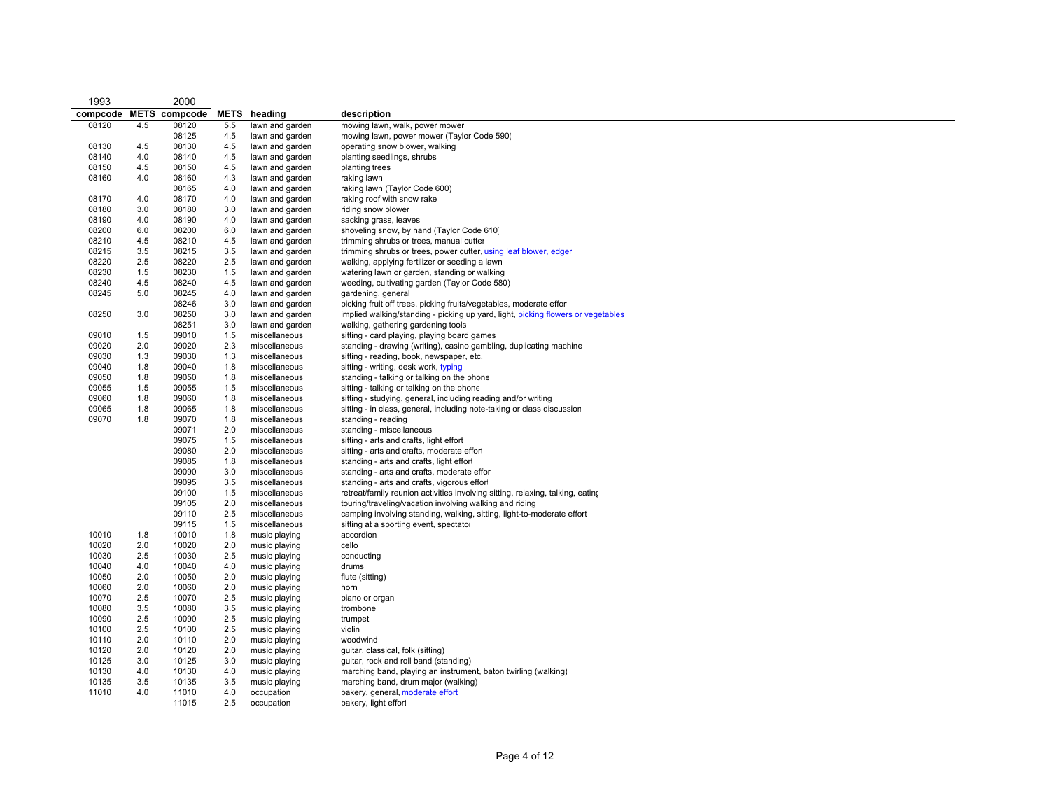| 1993 compcode | METS | 2000 compcode | METS | heading | description |
|---|---|---|---|---|---|
| 08120 | 4.5 | 08120 | 5.5 | lawn and garden | mowing lawn, walk, power mower |
| | | 08125 | 4.5 | lawn and garden | mowing lawn, power mower (Taylor Code 590) |
| 08130 | 4.5 | 08130 | 4.5 | lawn and garden | operating snow blower, walking |
| 08140 | 4.0 | 08140 | 4.5 | lawn and garden | planting seedlings, shrubs |
| 08150 | 4.5 | 08150 | 4.5 | lawn and garden | planting trees |
| 08160 | 4.0 | 08160 | 4.3 | lawn and garden | raking lawn |
| | | 08165 | 4.0 | lawn and garden | raking lawn (Taylor Code 600) |
| 08170 | 4.0 | 08170 | 4.0 | lawn and garden | raking roof with snow rake |
| 08180 | 3.0 | 08180 | 3.0 | lawn and garden | riding snow blower |
| 08190 | 4.0 | 08190 | 4.0 | lawn and garden | sacking grass, leaves |
| 08200 | 6.0 | 08200 | 6.0 | lawn and garden | shoveling snow, by hand (Taylor Code 610) |
| 08210 | 4.5 | 08210 | 4.5 | lawn and garden | trimming shrubs or trees, manual cutter |
| 08215 | 3.5 | 08215 | 3.5 | lawn and garden | trimming shrubs or trees, power cutter, using leaf blower, edger |
| 08220 | 2.5 | 08220 | 2.5 | lawn and garden | walking, applying fertilizer or seeding a lawn |
| 08230 | 1.5 | 08230 | 1.5 | lawn and garden | watering lawn or garden, standing or walking |
| 08240 | 4.5 | 08240 | 4.5 | lawn and garden | weeding, cultivating garden (Taylor Code 580) |
| 08245 | 5.0 | 08245 | 4.0 | lawn and garden | gardening, general |
| | | 08246 | 3.0 | lawn and garden | picking fruit off trees, picking fruits/vegetables, moderate effort |
| 08250 | 3.0 | 08250 | 3.0 | lawn and garden | implied walking/standing - picking up yard, light, picking flowers or vegetables |
| | | 08251 | 3.0 | lawn and garden | walking, gathering gardening tools |
| 09010 | 1.5 | 09010 | 1.5 | miscellaneous | sitting - card playing, playing board games |
| 09020 | 2.0 | 09020 | 2.3 | miscellaneous | standing - drawing (writing), casino gambling, duplicating machine |
| 09030 | 1.3 | 09030 | 1.3 | miscellaneous | sitting - reading, book, newspaper, etc. |
| 09040 | 1.8 | 09040 | 1.8 | miscellaneous | sitting - writing, desk work, typing |
| 09050 | 1.8 | 09050 | 1.8 | miscellaneous | standing - talking or talking on the phone |
| 09055 | 1.5 | 09055 | 1.5 | miscellaneous | sitting - talking or talking on the phone |
| 09060 | 1.8 | 09060 | 1.8 | miscellaneous | sitting - studying, general, including reading and/or writing |
| 09065 | 1.8 | 09065 | 1.8 | miscellaneous | sitting - in class, general, including note-taking or class discussion |
| 09070 | 1.8 | 09070 | 1.8 | miscellaneous | standing - reading |
| | | 09071 | 2.0 | miscellaneous | standing - miscellaneous |
| | | 09075 | 1.5 | miscellaneous | sitting - arts and crafts, light effort |
| | | 09080 | 2.0 | miscellaneous | sitting - arts and crafts, moderate effort |
| | | 09085 | 1.8 | miscellaneous | standing - arts and crafts, light effort |
| | | 09090 | 3.0 | miscellaneous | standing - arts and crafts, moderate effort |
| | | 09095 | 3.5 | miscellaneous | standing - arts and crafts, vigorous effort |
| | | 09100 | 1.5 | miscellaneous | retreat/family reunion activities involving sitting, relaxing, talking, eating |
| | | 09105 | 2.0 | miscellaneous | touring/traveling/vacation involving walking and riding |
| | | 09110 | 2.5 | miscellaneous | camping involving standing, walking, sitting, light-to-moderate effort |
| | | 09115 | 1.5 | miscellaneous | sitting at a sporting event, spectator |
| 10010 | 1.8 | 10010 | 1.8 | music playing | accordion |
| 10020 | 2.0 | 10020 | 2.0 | music playing | cello |
| 10030 | 2.5 | 10030 | 2.5 | music playing | conducting |
| 10040 | 4.0 | 10040 | 4.0 | music playing | drums |
| 10050 | 2.0 | 10050 | 2.0 | music playing | flute (sitting) |
| 10060 | 2.0 | 10060 | 2.0 | music playing | horn |
| 10070 | 2.5 | 10070 | 2.5 | music playing | piano or organ |
| 10080 | 3.5 | 10080 | 3.5 | music playing | trombone |
| 10090 | 2.5 | 10090 | 2.5 | music playing | trumpet |
| 10100 | 2.5 | 10100 | 2.5 | music playing | violin |
| 10110 | 2.0 | 10110 | 2.0 | music playing | woodwind |
| 10120 | 2.0 | 10120 | 2.0 | music playing | guitar, classical, folk (sitting) |
| 10125 | 3.0 | 10125 | 3.0 | music playing | guitar, rock and roll band (standing) |
| 10130 | 4.0 | 10130 | 4.0 | music playing | marching band, playing an instrument, baton twirling (walking) |
| 10135 | 3.5 | 10135 | 3.5 | music playing | marching band, drum major (walking) |
| 11010 | 4.0 | 11010 | 4.0 | occupation | bakery, general, moderate effort |
| | | 11015 | 2.5 | occupation | bakery, light effort |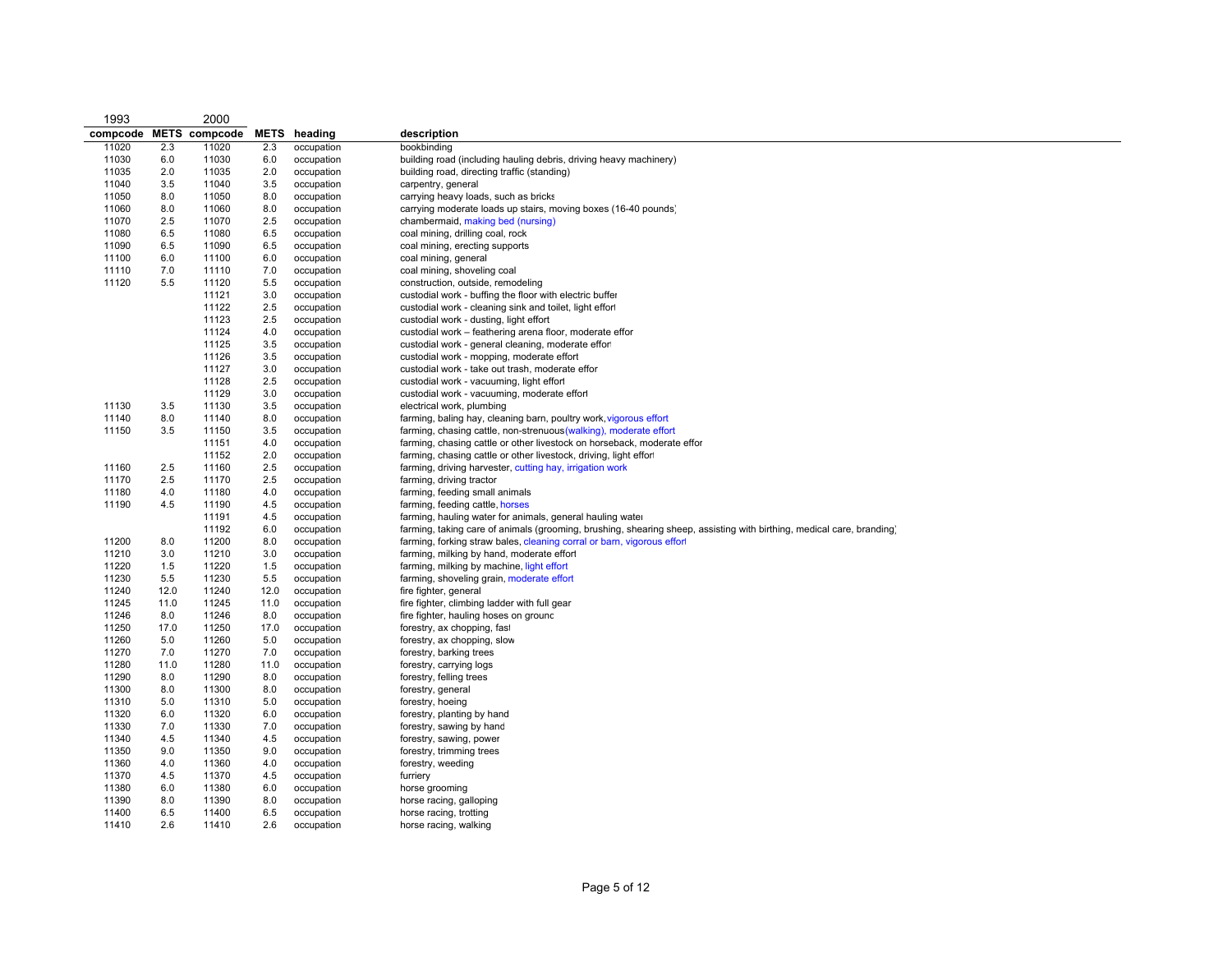| 1993 | | 2000 | | | |
|---|---|---|---|---|---|
| **compcode** | **METS** | **compcode** | **METS** | **heading** | **description** |
| 11020 | 2.3 | 11020 | 2.3 | occupation | bookbinding |
| 11030 | 6.0 | 11030 | 6.0 | occupation | building road (including hauling debris, driving heavy machinery) |
| 11035 | 2.0 | 11035 | 2.0 | occupation | building road, directing traffic (standing) |
| 11040 | 3.5 | 11040 | 3.5 | occupation | carpentry, general |
| 11050 | 8.0 | 11050 | 8.0 | occupation | carrying heavy loads, such as bricks |
| 11060 | 8.0 | 11060 | 8.0 | occupation | carrying moderate loads up stairs, moving boxes (16-40 pounds) |
| 11070 | 2.5 | 11070 | 2.5 | occupation | chambermaid, making bed (nursing) |
| 11080 | 6.5 | 11080 | 6.5 | occupation | coal mining, drilling coal, rock |
| 11090 | 6.5 | 11090 | 6.5 | occupation | coal mining, erecting supports |
| 11100 | 6.0 | 11100 | 6.0 | occupation | coal mining, general |
| 11110 | 7.0 | 11110 | 7.0 | occupation | coal mining, shoveling coal |
| 11120 | 5.5 | 11120 | 5.5 | occupation | construction, outside, remodeling |
| | | 11121 | 3.0 | occupation | custodial work - buffing the floor with electric buffer |
| | | 11122 | 2.5 | occupation | custodial work - cleaning sink and toilet, light effort |
| | | 11123 | 2.5 | occupation | custodial work - dusting, light effort |
| | | 11124 | 4.0 | occupation | custodial work – feathering arena floor, moderate effort |
| | | 11125 | 3.5 | occupation | custodial work - general cleaning, moderate effort |
| | | 11126 | 3.5 | occupation | custodial work - mopping, moderate effort |
| | | 11127 | 3.0 | occupation | custodial work - take out trash, moderate effort |
| | | 11128 | 2.5 | occupation | custodial work - vacuuming, light effort |
| | | 11129 | 3.0 | occupation | custodial work - vacuuming, moderate effort |
| 11130 | 3.5 | 11130 | 3.5 | occupation | electrical work, plumbing |
| 11140 | 8.0 | 11140 | 8.0 | occupation | farming, baling hay, cleaning barn, poultry work, vigorous effort |
| 11150 | 3.5 | 11150 | 3.5 | occupation | farming, chasing cattle, non-strenuous (walking), moderate effort |
| | | 11151 | 4.0 | occupation | farming, chasing cattle or other livestock on horseback, moderate effort |
| | | 11152 | 2.0 | occupation | farming, chasing cattle or other livestock, driving, light effort |
| 11160 | 2.5 | 11160 | 2.5 | occupation | farming, driving harvester, cutting hay, irrigation work |
| 11170 | 2.5 | 11170 | 2.5 | occupation | farming, driving tractor |
| 11180 | 4.0 | 11180 | 4.0 | occupation | farming, feeding small animals |
| 11190 | 4.5 | 11190 | 4.5 | occupation | farming, feeding cattle, horses |
| | | 11191 | 4.5 | occupation | farming, hauling water for animals, general hauling water |
| | | 11192 | 6.0 | occupation | farming, taking care of animals (grooming, brushing, shearing sheep, assisting with birthing, medical care, branding) |
| 11200 | 8.0 | 11200 | 8.0 | occupation | farming, forking straw bales, cleaning corral or barn, vigorous effort |
| 11210 | 3.0 | 11210 | 3.0 | occupation | farming, milking by hand, moderate effort |
| 11220 | 1.5 | 11220 | 1.5 | occupation | farming, milking by machine, light effort |
| 11230 | 5.5 | 11230 | 5.5 | occupation | farming, shoveling grain, moderate effort |
| 11240 | 12.0 | 11240 | 12.0 | occupation | fire fighter, general |
| 11245 | 11.0 | 11245 | 11.0 | occupation | fire fighter, climbing ladder with full gear |
| 11246 | 8.0 | 11246 | 8.0 | occupation | fire fighter, hauling hoses on ground |
| 11250 | 17.0 | 11250 | 17.0 | occupation | forestry, ax chopping, fast |
| 11260 | 5.0 | 11260 | 5.0 | occupation | forestry, ax chopping, slow |
| 11270 | 7.0 | 11270 | 7.0 | occupation | forestry, barking trees |
| 11280 | 11.0 | 11280 | 11.0 | occupation | forestry, carrying logs |
| 11290 | 8.0 | 11290 | 8.0 | occupation | forestry, felling trees |
| 11300 | 8.0 | 11300 | 8.0 | occupation | forestry, general |
| 11310 | 5.0 | 11310 | 5.0 | occupation | forestry, hoeing |
| 11320 | 6.0 | 11320 | 6.0 | occupation | forestry, planting by hand |
| 11330 | 7.0 | 11330 | 7.0 | occupation | forestry, sawing by hand |
| 11340 | 4.5 | 11340 | 4.5 | occupation | forestry, sawing, power |
| 11350 | 9.0 | 11350 | 9.0 | occupation | forestry, trimming trees |
| 11360 | 4.0 | 11360 | 4.0 | occupation | forestry, weeding |
| 11370 | 4.5 | 11370 | 4.5 | occupation | furriery |
| 11380 | 6.0 | 11380 | 6.0 | occupation | horse grooming |
| 11390 | 8.0 | 11390 | 8.0 | occupation | horse racing, galloping |
| 11400 | 6.5 | 11400 | 6.5 | occupation | horse racing, trotting |
| 11410 | 2.6 | 11410 | 2.6 | occupation | horse racing, walking |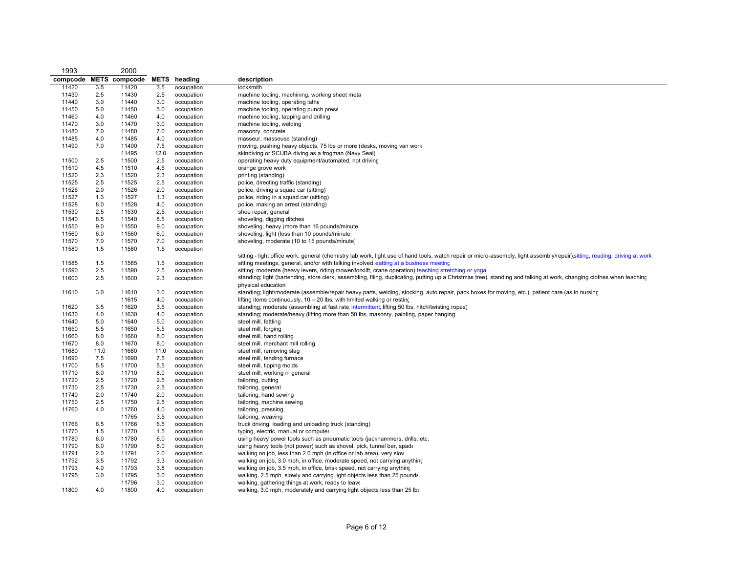| 1993 compcode | METS | 2000 compcode | METS | heading | description |
|---|---|---|---|---|---|
| 11420 | 3.5 | 11420 | 3.5 | occupation | locksmith |
| 11430 | 2.5 | 11430 | 2.5 | occupation | machine tooling, machining, working sheet meta |
| 11440 | 3.0 | 11440 | 3.0 | occupation | machine tooling, operating lathe |
| 11450 | 5.0 | 11450 | 5.0 | occupation | machine tooling, operating punch press |
| 11460 | 4.0 | 11460 | 4.0 | occupation | machine tooling, tapping and drilling |
| 11470 | 3.0 | 11470 | 3.0 | occupation | machine tooling, welding |
| 11480 | 7.0 | 11480 | 7.0 | occupation | masonry, concrete |
| 11485 | 4.0 | 11485 | 4.0 | occupation | masseur, masseuse (standing) |
| 11490 | 7.0 | 11490 | 7.5 | occupation | moving, pushing heavy objects, 75 lbs or more (desks, moving van work) |
| | | 11495 | 12.0 | occupation | skindiving or SCUBA diving as a frogman (Navy Seal) |
| 11500 | 2.5 | 11500 | 2.5 | occupation | operating heavy duty equipment/automated, not driving |
| 11510 | 4.5 | 11510 | 4.5 | occupation | orange grove work |
| 11520 | 2.3 | 11520 | 2.3 | occupation | printing (standing) |
| 11525 | 2.5 | 11525 | 2.5 | occupation | police, directing traffic (standing) |
| 11526 | 2.0 | 11526 | 2.0 | occupation | police, driving a squad car (sitting) |
| 11527 | 1.3 | 11527 | 1.3 | occupation | police, riding in a squad car (sitting) |
| 11528 | 8.0 | 11528 | 4.0 | occupation | police, making an arrest (standing) |
| 11530 | 2.5 | 11530 | 2.5 | occupation | shoe repair, general |
| 11540 | 8.5 | 11540 | 8.5 | occupation | shoveling, digging ditches |
| 11550 | 9.0 | 11550 | 9.0 | occupation | shoveling, heavy (more than 16 pounds/minute |
| 11560 | 6.0 | 11560 | 6.0 | occupation | shoveling, light (less than 10 pounds/minute) |
| 11570 | 7.0 | 11570 | 7.0 | occupation | shoveling, moderate (10 to 15 pounds/minute) |
| 11580 | 1.5 | 11580 | 1.5 | occupation | sitting - light office work, general (chemistry lab work, light use of hand tools, watch repair or micro-assembly, light assembly/repair), sitting, reading, driving at work |
| 11585 | 1.5 | 11585 | 1.5 | occupation | sitting meetings, general, and/or with talking involved, eatting at a business meeting |
| 11590 | 2.5 | 11590 | 2.5 | occupation | sitting; moderate (heavy levers, riding mower/forklift, crane operation) teaching stretching or yoga |
| 11600 | 2.5 | 11600 | 2.3 | occupation | standing; light (bartending, store clerk, assembling, filing, duplicating, putting up a Christmas tree), standing and talking at work, changing clothes when teaching physical education |
| 11610 | 3.0 | 11610 | 3.0 | occupation | standing; light/moderate (assemble/repair heavy parts, welding, stocking, auto repair, pack boxes for moving, etc.), patient care (as in nursing |
| | | 11615 | 4.0 | occupation | lifting items continuously, 10 – 20 lbs, with limited walking or resting |
| 11620 | 3.5 | 11620 | 3.5 | occupation | standing; moderate (assembling at fast rate, intermittent, lifting 50 lbs, hitch/twisting ropes) |
| 11630 | 4.0 | 11630 | 4.0 | occupation | standing; moderate/heavy (lifting more than 50 lbs, masonry, painting, paper hanging |
| 11640 | 5.0 | 11640 | 5.0 | occupation | steel mill, fettling |
| 11650 | 5.5 | 11650 | 5.5 | occupation | steel mill, forging |
| 11660 | 8.0 | 11660 | 8.0 | occupation | steel mill, hand rolling |
| 11670 | 8.0 | 11670 | 8.0 | occupation | steel mill, merchant mill rolling |
| 11680 | 11.0 | 11680 | 11.0 | occupation | steel mill, removing slag |
| 11690 | 7.5 | 11690 | 7.5 | occupation | steel mill, tending furnace |
| 11700 | 5.5 | 11700 | 5.5 | occupation | steel mill, tipping molds |
| 11710 | 8.0 | 11710 | 8.0 | occupation | steel mill, working in general |
| 11720 | 2.5 | 11720 | 2.5 | occupation | tailoring, cutting |
| 11730 | 2.5 | 11730 | 2.5 | occupation | tailoring, general |
| 11740 | 2.0 | 11740 | 2.0 | occupation | tailoring, hand sewing |
| 11750 | 2.5 | 11750 | 2.5 | occupation | tailoring, machine sewing |
| 11760 | 4.0 | 11760 | 4.0 | occupation | tailoring, pressing |
| | | 11765 | 3.5 | occupation | tailoring, weaving |
| 11766 | 6.5 | 11766 | 6.5 | occupation | truck driving, loading and unloading truck (standing) |
| 11770 | 1.5 | 11770 | 1.5 | occupation | typing, electric, manual or computer |
| 11780 | 6.0 | 11780 | 6.0 | occupation | using heavy power tools such as pneumatic tools (jackhammers, drills, etc. |
| 11790 | 8.0 | 11790 | 8.0 | occupation | using heavy tools (not power) such as shovel, pick, tunnel bar, spade |
| 11791 | 2.0 | 11791 | 2.0 | occupation | walking on job, less than 2.0 mph (in office or lab area), very slow |
| 11792 | 3.5 | 11792 | 3.3 | occupation | walking on job, 3.0 mph, in office, moderate speed, not carrying anything |
| 11793 | 4.0 | 11793 | 3.8 | occupation | walking on job, 3.5 mph, in office, brisk speed, not carrying anything |
| 11795 | 3.0 | 11795 | 3.0 | occupation | walking, 2.5 mph, slowly and carrying light objects less than 25 pounds |
| | | 11796 | 3.0 | occupation | walking, gathering things at work, ready to leave |
| 11800 | 4.0 | 11800 | 4.0 | occupation | walking, 3.0 mph, moderately and carrying light objects less than 25 lbs |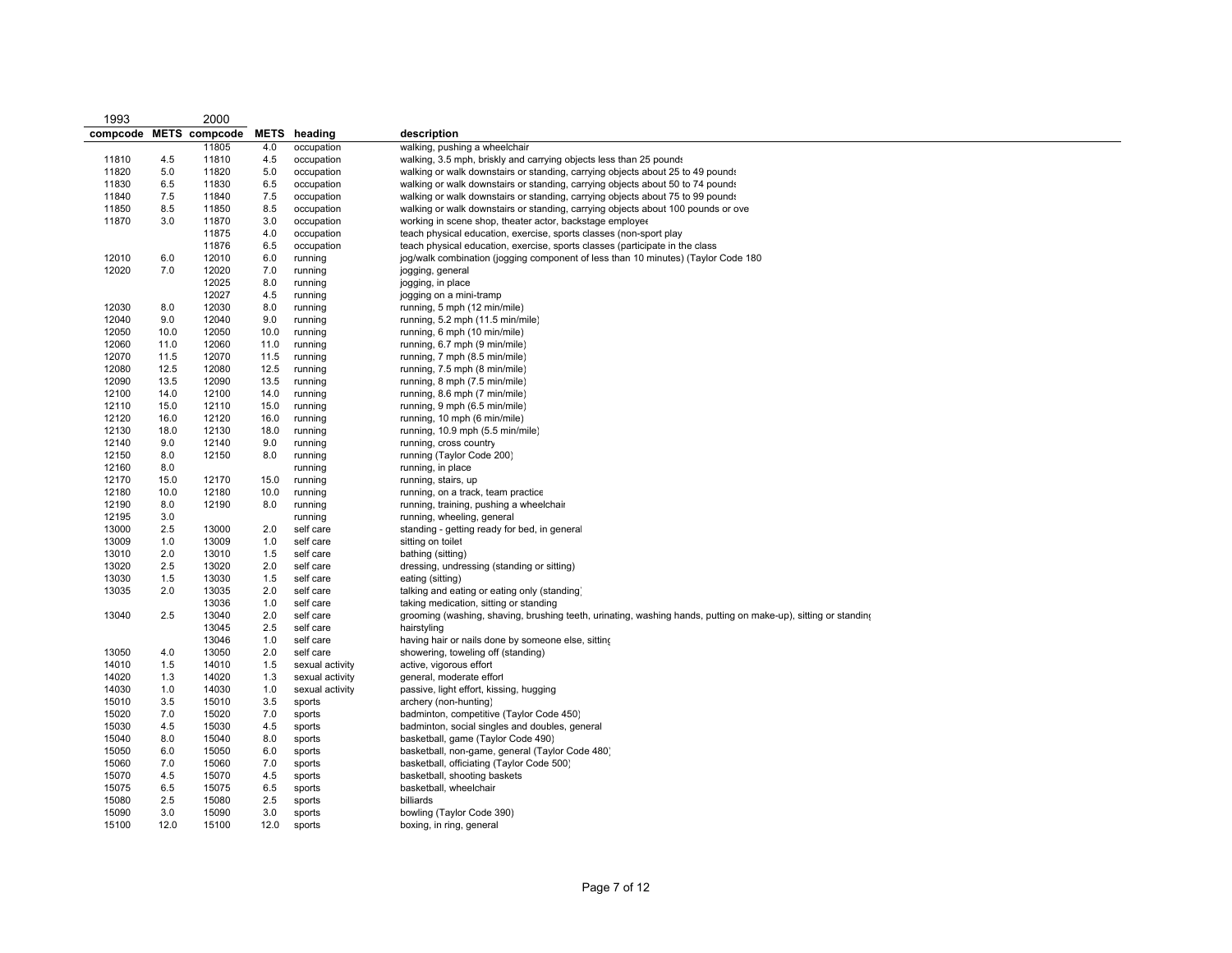| 1993 | | 2000 | | | |
|---|---|---|---|---|---|
| compcode | METS | compcode | METS | heading | description |
| | | 11805 | 4.0 | occupation | walking, pushing a wheelchair |
| 11810 | 4.5 | 11810 | 4.5 | occupation | walking, 3.5 mph, briskly and carrying objects less than 25 pounds |
| 11820 | 5.0 | 11820 | 5.0 | occupation | walking or walk downstairs or standing, carrying objects about 25 to 49 pounds |
| 11830 | 6.5 | 11830 | 6.5 | occupation | walking or walk downstairs or standing, carrying objects about 50 to 74 pounds |
| 11840 | 7.5 | 11840 | 7.5 | occupation | walking or walk downstairs or standing, carrying objects about 75 to 99 pounds |
| 11850 | 8.5 | 11850 | 8.5 | occupation | walking or walk downstairs or standing, carrying objects about 100 pounds or ove |
| 11870 | 3.0 | 11870 | 3.0 | occupation | working in scene shop, theater actor, backstage employee |
| | | 11875 | 4.0 | occupation | teach physical education, exercise, sports classes (non-sport play |
| | | 11876 | 6.5 | occupation | teach physical education, exercise, sports classes (participate in the class |
| 12010 | 6.0 | 12010 | 6.0 | running | jog/walk combination (jogging component of less than 10 minutes) (Taylor Code 180 |
| 12020 | 7.0 | 12020 | 7.0 | running | jogging, general |
| | | 12025 | 8.0 | running | jogging, in place |
| | | 12027 | 4.5 | running | jogging on a mini-tramp |
| 12030 | 8.0 | 12030 | 8.0 | running | running, 5 mph (12 min/mile) |
| 12040 | 9.0 | 12040 | 9.0 | running | running, 5.2 mph (11.5 min/mile) |
| 12050 | 10.0 | 12050 | 10.0 | running | running, 6 mph (10 min/mile) |
| 12060 | 11.0 | 12060 | 11.0 | running | running, 6.7 mph (9 min/mile) |
| 12070 | 11.5 | 12070 | 11.5 | running | running, 7 mph (8.5 min/mile) |
| 12080 | 12.5 | 12080 | 12.5 | running | running, 7.5 mph (8 min/mile) |
| 12090 | 13.5 | 12090 | 13.5 | running | running, 8 mph (7.5 min/mile) |
| 12100 | 14.0 | 12100 | 14.0 | running | running, 8.6 mph (7 min/mile) |
| 12110 | 15.0 | 12110 | 15.0 | running | running, 9 mph (6.5 min/mile) |
| 12120 | 16.0 | 12120 | 16.0 | running | running, 10 mph (6 min/mile) |
| 12130 | 18.0 | 12130 | 18.0 | running | running, 10.9 mph (5.5 min/mile) |
| 12140 | 9.0 | 12140 | 9.0 | running | running, cross country |
| 12150 | 8.0 | 12150 | 8.0 | running | running (Taylor Code 200) |
| 12160 | 8.0 | | | running | running, in place |
| 12170 | 15.0 | 12170 | 15.0 | running | running, stairs, up |
| 12180 | 10.0 | 12180 | 10.0 | running | running, on a track, team practice |
| 12190 | 8.0 | 12190 | 8.0 | running | running, training, pushing a wheelchair |
| 12195 | 3.0 | | | running | running, wheeling, general |
| 13000 | 2.5 | 13000 | 2.0 | self care | standing - getting ready for bed, in general |
| 13009 | 1.0 | 13009 | 1.0 | self care | sitting on toilet |
| 13010 | 2.0 | 13010 | 1.5 | self care | bathing (sitting) |
| 13020 | 2.5 | 13020 | 2.0 | self care | dressing, undressing (standing or sitting) |
| 13030 | 1.5 | 13030 | 1.5 | self care | eating (sitting) |
| 13035 | 2.0 | 13035 | 2.0 | self care | talking and eating or eating only (standing) |
| | | 13036 | 1.0 | self care | taking medication, sitting or standing |
| 13040 | 2.5 | 13040 | 2.0 | self care | grooming (washing, shaving, brushing teeth, urinating, washing hands, putting on make-up), sitting or standing |
| | | 13045 | 2.5 | self care | hairstyling |
| | | 13046 | 1.0 | self care | having hair or nails done by someone else, sitting |
| 13050 | 4.0 | 13050 | 2.0 | self care | showering, toweling off (standing) |
| 14010 | 1.5 | 14010 | 1.5 | sexual activity | active, vigorous effort |
| 14020 | 1.3 | 14020 | 1.3 | sexual activity | general, moderate effort |
| 14030 | 1.0 | 14030 | 1.0 | sexual activity | passive, light effort, kissing, hugging |
| 15010 | 3.5 | 15010 | 3.5 | sports | archery (non-hunting) |
| 15020 | 7.0 | 15020 | 7.0 | sports | badminton, competitive (Taylor Code 450) |
| 15030 | 4.5 | 15030 | 4.5 | sports | badminton, social singles and doubles, general |
| 15040 | 8.0 | 15040 | 8.0 | sports | basketball, game (Taylor Code 490) |
| 15050 | 6.0 | 15050 | 6.0 | sports | basketball, non-game, general (Taylor Code 480) |
| 15060 | 7.0 | 15060 | 7.0 | sports | basketball, officiating (Taylor Code 500) |
| 15070 | 4.5 | 15070 | 4.5 | sports | basketball, shooting baskets |
| 15075 | 6.5 | 15075 | 6.5 | sports | basketball, wheelchair |
| 15080 | 2.5 | 15080 | 2.5 | sports | billiards |
| 15090 | 3.0 | 15090 | 3.0 | sports | bowling (Taylor Code 390) |
| 15100 | 12.0 | 15100 | 12.0 | sports | boxing, in ring, general |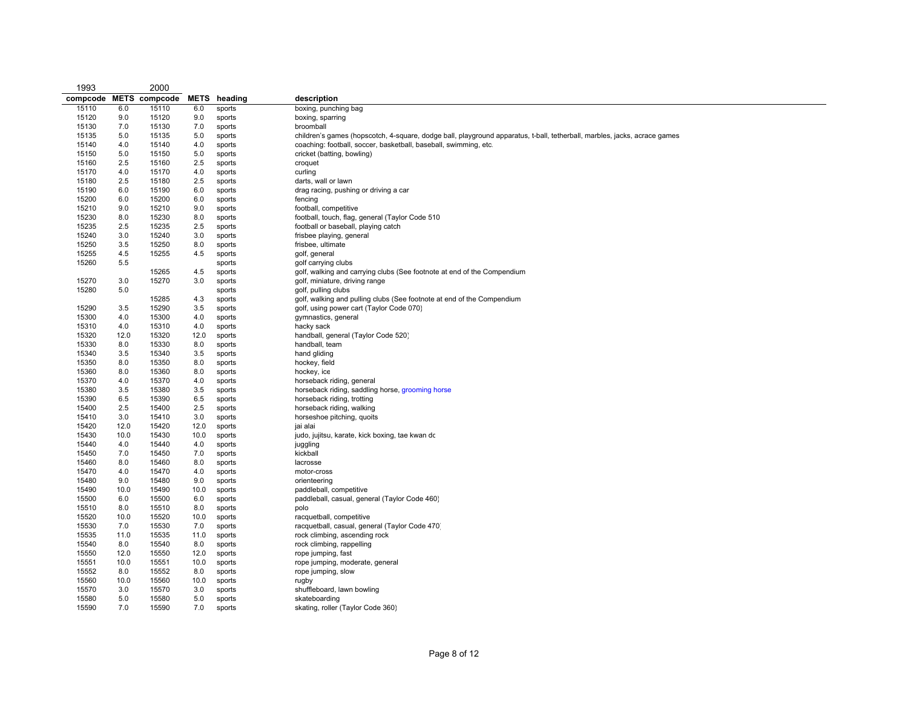| 1993 compcode | METS | 2000 compcode | METS | heading | description |
|---|---|---|---|---|---|
| 15110 | 6.0 | 15110 | 6.0 | sports | boxing, punching bag |
| 15120 | 9.0 | 15120 | 9.0 | sports | boxing, sparring |
| 15130 | 7.0 | 15130 | 7.0 | sports | broomball |
| 15135 | 5.0 | 15135 | 5.0 | sports | children's games (hopscotch, 4-square, dodge ball, playground apparatus, t-ball, tetherball, marbles, jacks, acrace games |
| 15140 | 4.0 | 15140 | 4.0 | sports | coaching: football, soccer, basketball, baseball, swimming, etc. |
| 15150 | 5.0 | 15150 | 5.0 | sports | cricket (batting, bowling) |
| 15160 | 2.5 | 15160 | 2.5 | sports | croquet |
| 15170 | 4.0 | 15170 | 4.0 | sports | curling |
| 15180 | 2.5 | 15180 | 2.5 | sports | darts, wall or lawn |
| 15190 | 6.0 | 15190 | 6.0 | sports | drag racing, pushing or driving a car |
| 15200 | 6.0 | 15200 | 6.0 | sports | fencing |
| 15210 | 9.0 | 15210 | 9.0 | sports | football, competitive |
| 15230 | 8.0 | 15230 | 8.0 | sports | football, touch, flag, general (Taylor Code 510 |
| 15235 | 2.5 | 15235 | 2.5 | sports | football or baseball, playing catch |
| 15240 | 3.0 | 15240 | 3.0 | sports | frisbee playing, general |
| 15250 | 3.5 | 15250 | 8.0 | sports | frisbee, ultimate |
| 15255 | 4.5 | 15255 | 4.5 | sports | golf, general |
| 15260 | 5.5 | | | sports | golf carrying clubs |
| | | 15265 | 4.5 | sports | golf, walking and carrying clubs (See footnote at end of the Compendium |
| 15270 | 3.0 | 15270 | 3.0 | sports | golf, miniature, driving range |
| 15280 | 5.0 | | | sports | golf, pulling clubs |
| | | 15285 | 4.3 | sports | golf, walking and pulling clubs (See footnote at end of the Compendium |
| 15290 | 3.5 | 15290 | 3.5 | sports | golf, using power cart (Taylor Code 070) |
| 15300 | 4.0 | 15300 | 4.0 | sports | gymnastics, general |
| 15310 | 4.0 | 15310 | 4.0 | sports | hacky sack |
| 15320 | 12.0 | 15320 | 12.0 | sports | handball, general (Taylor Code 520) |
| 15330 | 8.0 | 15330 | 8.0 | sports | handball, team |
| 15340 | 3.5 | 15340 | 3.5 | sports | hand gliding |
| 15350 | 8.0 | 15350 | 8.0 | sports | hockey, field |
| 15360 | 8.0 | 15360 | 8.0 | sports | hockey, ice |
| 15370 | 4.0 | 15370 | 4.0 | sports | horseback riding, general |
| 15380 | 3.5 | 15380 | 3.5 | sports | horseback riding, saddling horse, grooming horse |
| 15390 | 6.5 | 15390 | 6.5 | sports | horseback riding, trotting |
| 15400 | 2.5 | 15400 | 2.5 | sports | horseback riding, walking |
| 15410 | 3.0 | 15410 | 3.0 | sports | horseshoe pitching, quoits |
| 15420 | 12.0 | 15420 | 12.0 | sports | jai alai |
| 15430 | 10.0 | 15430 | 10.0 | sports | judo, jujitsu, karate, kick boxing, tae kwan dc |
| 15440 | 4.0 | 15440 | 4.0 | sports | juggling |
| 15450 | 7.0 | 15450 | 7.0 | sports | kickball |
| 15460 | 8.0 | 15460 | 8.0 | sports | lacrosse |
| 15470 | 4.0 | 15470 | 4.0 | sports | motor-cross |
| 15480 | 9.0 | 15480 | 9.0 | sports | orienteering |
| 15490 | 10.0 | 15490 | 10.0 | sports | paddleball, competitive |
| 15500 | 6.0 | 15500 | 6.0 | sports | paddleball, casual, general (Taylor Code 460) |
| 15510 | 8.0 | 15510 | 8.0 | sports | polo |
| 15520 | 10.0 | 15520 | 10.0 | sports | racquetball, competitive |
| 15530 | 7.0 | 15530 | 7.0 | sports | racquetball, casual, general (Taylor Code 470) |
| 15535 | 11.0 | 15535 | 11.0 | sports | rock climbing, ascending rock |
| 15540 | 8.0 | 15540 | 8.0 | sports | rock climbing, rappelling |
| 15550 | 12.0 | 15550 | 12.0 | sports | rope jumping, fast |
| 15551 | 10.0 | 15551 | 10.0 | sports | rope jumping, moderate, general |
| 15552 | 8.0 | 15552 | 8.0 | sports | rope jumping, slow |
| 15560 | 10.0 | 15560 | 10.0 | sports | rugby |
| 15570 | 3.0 | 15570 | 3.0 | sports | shuffleboard, lawn bowling |
| 15580 | 5.0 | 15580 | 5.0 | sports | skateboarding |
| 15590 | 7.0 | 15590 | 7.0 | sports | skating, roller (Taylor Code 360) |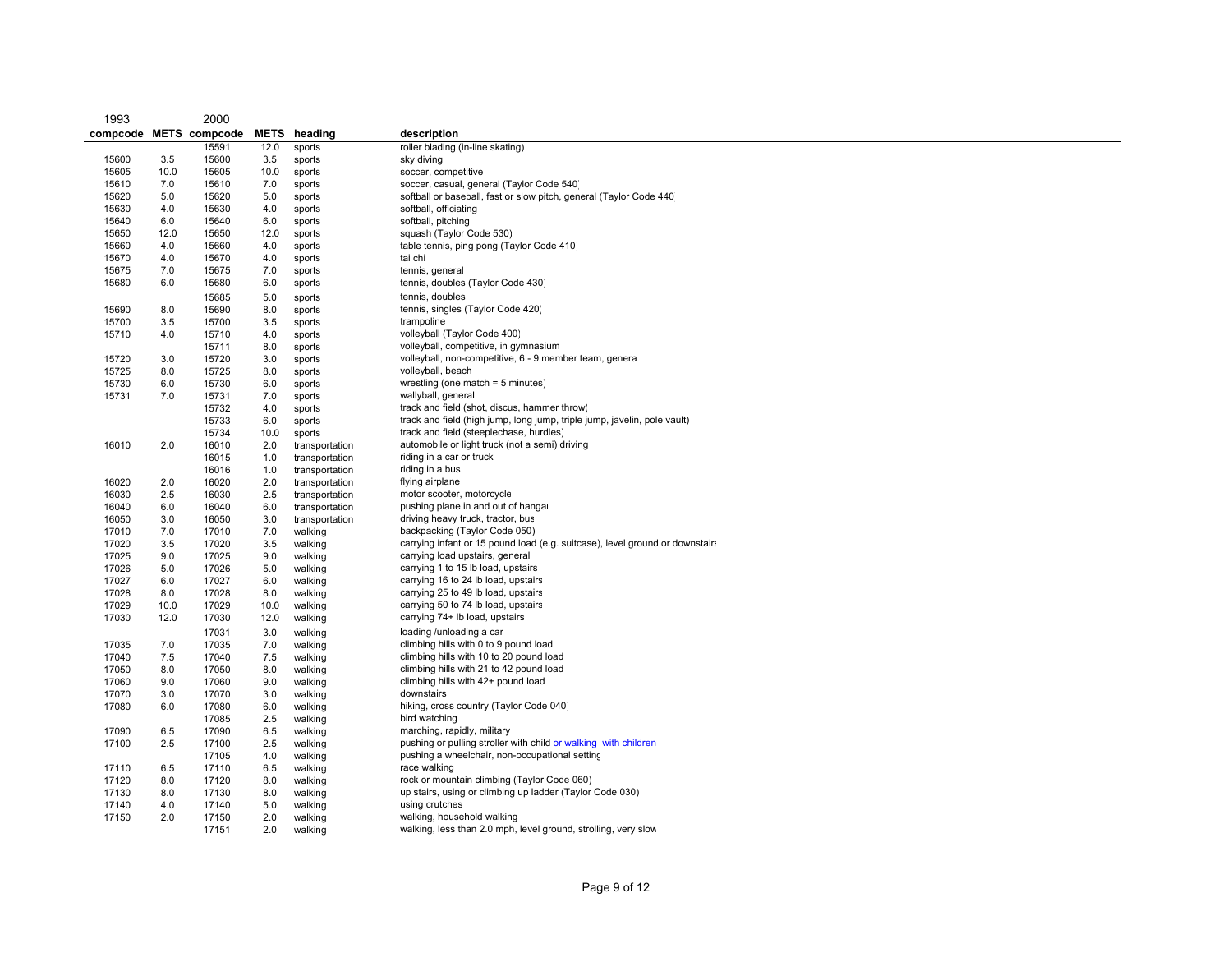| 1993 | | 2000 | | | |
|---|---|---|---|---|---|
| compcode | METS | compcode | METS | heading | description |
| | | 15591 | 12.0 | sports | roller blading (in-line skating) |
| 15600 | 3.5 | 15600 | 3.5 | sports | sky diving |
| 15605 | 10.0 | 15605 | 10.0 | sports | soccer, competitive |
| 15610 | 7.0 | 15610 | 7.0 | sports | soccer, casual, general (Taylor Code 540) |
| 15620 | 5.0 | 15620 | 5.0 | sports | softball or baseball, fast or slow pitch, general (Taylor Code 440) |
| 15630 | 4.0 | 15630 | 4.0 | sports | softball, officiating |
| 15640 | 6.0 | 15640 | 6.0 | sports | softball, pitching |
| 15650 | 12.0 | 15650 | 12.0 | sports | squash (Taylor Code 530) |
| 15660 | 4.0 | 15660 | 4.0 | sports | table tennis, ping pong (Taylor Code 410) |
| 15670 | 4.0 | 15670 | 4.0 | sports | tai chi |
| 15675 | 7.0 | 15675 | 7.0 | sports | tennis, general |
| 15680 | 6.0 | 15680 | 6.0 | sports | tennis, doubles (Taylor Code 430) |
| | | 15685 | 5.0 | sports | tennis, doubles |
| 15690 | 8.0 | 15690 | 8.0 | sports | tennis, singles (Taylor Code 420) |
| 15700 | 3.5 | 15700 | 3.5 | sports | trampoline |
| 15710 | 4.0 | 15710 | 4.0 | sports | volleyball (Taylor Code 400) |
| | | 15711 | 8.0 | sports | volleyball, competitive, in gymnasium |
| 15720 | 3.0 | 15720 | 3.0 | sports | volleyball, non-competitive, 6 - 9 member team, general |
| 15725 | 8.0 | 15725 | 8.0 | sports | volleyball, beach |
| 15730 | 6.0 | 15730 | 6.0 | sports | wrestling (one match = 5 minutes) |
| 15731 | 7.0 | 15731 | 7.0 | sports | wallyball, general |
| | | 15732 | 4.0 | sports | track and field (shot, discus, hammer throw) |
| | | 15733 | 6.0 | sports | track and field (high jump, long jump, triple jump, javelin, pole vault) |
| | | 15734 | 10.0 | sports | track and field (steeplechase, hurdles) |
| 16010 | 2.0 | 16010 | 2.0 | transportation | automobile or light truck (not a semi) driving |
| | | 16015 | 1.0 | transportation | riding in a car or truck |
| | | 16016 | 1.0 | transportation | riding in a bus |
| 16020 | 2.0 | 16020 | 2.0 | transportation | flying airplane |
| 16030 | 2.5 | 16030 | 2.5 | transportation | motor scooter, motorcycle |
| 16040 | 6.0 | 16040 | 6.0 | transportation | pushing plane in and out of hangar |
| 16050 | 3.0 | 16050 | 3.0 | transportation | driving heavy truck, tractor, bus |
| 17010 | 7.0 | 17010 | 7.0 | walking | backpacking (Taylor Code 050) |
| 17020 | 3.5 | 17020 | 3.5 | walking | carrying infant or 15 pound load (e.g. suitcase), level ground or downstairs |
| 17025 | 9.0 | 17025 | 9.0 | walking | carrying load upstairs, general |
| 17026 | 5.0 | 17026 | 5.0 | walking | carrying 1 to 15 lb load, upstairs |
| 17027 | 6.0 | 17027 | 6.0 | walking | carrying 16 to 24 lb load, upstairs |
| 17028 | 8.0 | 17028 | 8.0 | walking | carrying 25 to 49 lb load, upstairs |
| 17029 | 10.0 | 17029 | 10.0 | walking | carrying 50 to 74 lb load, upstairs |
| 17030 | 12.0 | 17030 | 12.0 | walking | carrying 74+ lb load, upstairs |
| | | 17031 | 3.0 | walking | loading /unloading a car |
| 17035 | 7.0 | 17035 | 7.0 | walking | climbing hills with 0 to 9 pound load |
| 17040 | 7.5 | 17040 | 7.5 | walking | climbing hills with 10 to 20 pound load |
| 17050 | 8.0 | 17050 | 8.0 | walking | climbing hills with 21 to 42 pound load |
| 17060 | 9.0 | 17060 | 9.0 | walking | climbing hills with 42+ pound load |
| 17070 | 3.0 | 17070 | 3.0 | walking | downstairs |
| 17080 | 6.0 | 17080 | 6.0 | walking | hiking, cross country (Taylor Code 040) |
| | | 17085 | 2.5 | walking | bird watching |
| 17090 | 6.5 | 17090 | 6.5 | walking | marching, rapidly, military |
| 17100 | 2.5 | 17100 | 2.5 | walking | pushing or pulling stroller with child or walking with children |
| | | 17105 | 4.0 | walking | pushing a wheelchair, non-occupational setting |
| 17110 | 6.5 | 17110 | 6.5 | walking | race walking |
| 17120 | 8.0 | 17120 | 8.0 | walking | rock or mountain climbing (Taylor Code 060) |
| 17130 | 8.0 | 17130 | 8.0 | walking | up stairs, using or climbing up ladder (Taylor Code 030) |
| 17140 | 4.0 | 17140 | 5.0 | walking | using crutches |
| 17150 | 2.0 | 17150 | 2.0 | walking | walking, household walking |
| | | 17151 | 2.0 | walking | walking, less than 2.0 mph, level ground, strolling, very slow |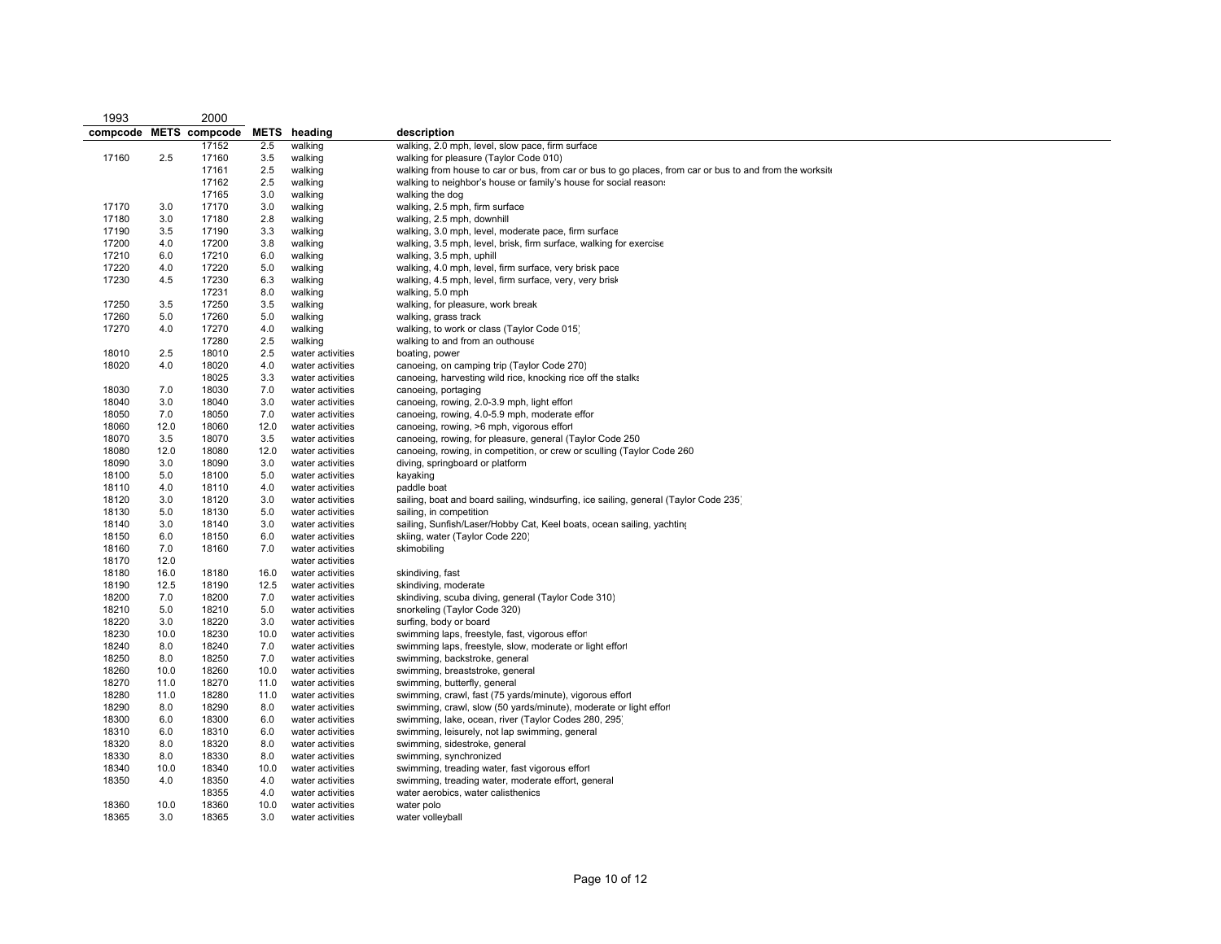| 1993 | | 2000 | | | |
|---|---|---|---|---|---|
| **compcode** | **METS** | **compcode** | **METS** | **heading** | **description** |
| | | 17152 | 2.5 | walking | walking, 2.0 mph, level, slow pace, firm surface |
| 17160 | 2.5 | 17160 | 3.5 | walking | walking for pleasure (Taylor Code 010) |
| | | 17161 | 2.5 | walking | walking from house to car or bus, from car or bus to go places, from car or bus to and from the worksite |
| | | 17162 | 2.5 | walking | walking to neighbor's house or family's house for social reasons |
| | | 17165 | 3.0 | walking | walking the dog |
| 17170 | 3.0 | 17170 | 3.0 | walking | walking, 2.5 mph, firm surface |
| 17180 | 3.0 | 17180 | 2.8 | walking | walking, 2.5 mph, downhill |
| 17190 | 3.5 | 17190 | 3.3 | walking | walking, 3.0 mph, level, moderate pace, firm surface |
| 17200 | 4.0 | 17200 | 3.8 | walking | walking, 3.5 mph, level, brisk, firm surface, walking for exercise |
| 17210 | 6.0 | 17210 | 6.0 | walking | walking, 3.5 mph, uphill |
| 17220 | 4.0 | 17220 | 5.0 | walking | walking, 4.0 mph, level, firm surface, very brisk pace |
| 17230 | 4.5 | 17230 | 6.3 | walking | walking, 4.5 mph, level, firm surface, very, very brisk |
| | | 17231 | 8.0 | walking | walking, 5.0 mph |
| 17250 | 3.5 | 17250 | 3.5 | walking | walking, for pleasure, work break |
| 17260 | 5.0 | 17260 | 5.0 | walking | walking, grass track |
| 17270 | 4.0 | 17270 | 4.0 | walking | walking, to work or class (Taylor Code 015) |
| | | 17280 | 2.5 | walking | walking to and from an outhouse |
| 18010 | 2.5 | 18010 | 2.5 | water activities | boating, power |
| 18020 | 4.0 | 18020 | 4.0 | water activities | canoeing, on camping trip (Taylor Code 270) |
| | | 18025 | 3.3 | water activities | canoeing, harvesting wild rice, knocking rice off the stalks |
| 18030 | 7.0 | 18030 | 7.0 | water activities | canoeing, portaging |
| 18040 | 3.0 | 18040 | 3.0 | water activities | canoeing, rowing, 2.0-3.9 mph, light effort |
| 18050 | 7.0 | 18050 | 7.0 | water activities | canoeing, rowing, 4.0-5.9 mph, moderate effort |
| 18060 | 12.0 | 18060 | 12.0 | water activities | canoeing, rowing, >6 mph, vigorous effort |
| 18070 | 3.5 | 18070 | 3.5 | water activities | canoeing, rowing, for pleasure, general (Taylor Code 250) |
| 18080 | 12.0 | 18080 | 12.0 | water activities | canoeing, rowing, in competition, or crew or sculling (Taylor Code 260) |
| 18090 | 3.0 | 18090 | 3.0 | water activities | diving, springboard or platform |
| 18100 | 5.0 | 18100 | 5.0 | water activities | kayaking |
| 18110 | 4.0 | 18110 | 4.0 | water activities | paddle boat |
| 18120 | 3.0 | 18120 | 3.0 | water activities | sailing, boat and board sailing, windsurfing, ice sailing, general (Taylor Code 235) |
| 18130 | 5.0 | 18130 | 5.0 | water activities | sailing, in competition |
| 18140 | 3.0 | 18140 | 3.0 | water activities | sailing, Sunfish/Laser/Hobby Cat, Keel boats, ocean sailing, yachting |
| 18150 | 6.0 | 18150 | 6.0 | water activities | skiing, water (Taylor Code 220) |
| 18160 | 7.0 | 18160 | 7.0 | water activities | skimobiling |
| 18170 | 12.0 | | | water activities | |
| 18180 | 16.0 | 18180 | 16.0 | water activities | skindiving, fast |
| 18190 | 12.5 | 18190 | 12.5 | water activities | skindiving, moderate |
| 18200 | 7.0 | 18200 | 7.0 | water activities | skindiving, scuba diving, general (Taylor Code 310) |
| 18210 | 5.0 | 18210 | 5.0 | water activities | snorkeling (Taylor Code 320) |
| 18220 | 3.0 | 18220 | 3.0 | water activities | surfing, body or board |
| 18230 | 10.0 | 18230 | 10.0 | water activities | swimming laps, freestyle, fast, vigorous effort |
| 18240 | 8.0 | 18240 | 7.0 | water activities | swimming laps, freestyle, slow, moderate or light effort |
| 18250 | 8.0 | 18250 | 7.0 | water activities | swimming, backstroke, general |
| 18260 | 10.0 | 18260 | 10.0 | water activities | swimming, breaststroke, general |
| 18270 | 11.0 | 18270 | 11.0 | water activities | swimming, butterfly, general |
| 18280 | 11.0 | 18280 | 11.0 | water activities | swimming, crawl, fast (75 yards/minute), vigorous effort |
| 18290 | 8.0 | 18290 | 8.0 | water activities | swimming, crawl, slow (50 yards/minute), moderate or light effort |
| 18300 | 6.0 | 18300 | 6.0 | water activities | swimming, lake, ocean, river (Taylor Codes 280, 295) |
| 18310 | 6.0 | 18310 | 6.0 | water activities | swimming, leisurely, not lap swimming, general |
| 18320 | 8.0 | 18320 | 8.0 | water activities | swimming, sidestroke, general |
| 18330 | 8.0 | 18330 | 8.0 | water activities | swimming, synchronized |
| 18340 | 10.0 | 18340 | 10.0 | water activities | swimming, treading water, fast vigorous effort |
| 18350 | 4.0 | 18350 | 4.0 | water activities | swimming, treading water, moderate effort, general |
| | | 18355 | 4.0 | water activities | water aerobics, water calisthenics |
| 18360 | 10.0 | 18360 | 10.0 | water activities | water polo |
| 18365 | 3.0 | 18365 | 3.0 | water activities | water volleyball |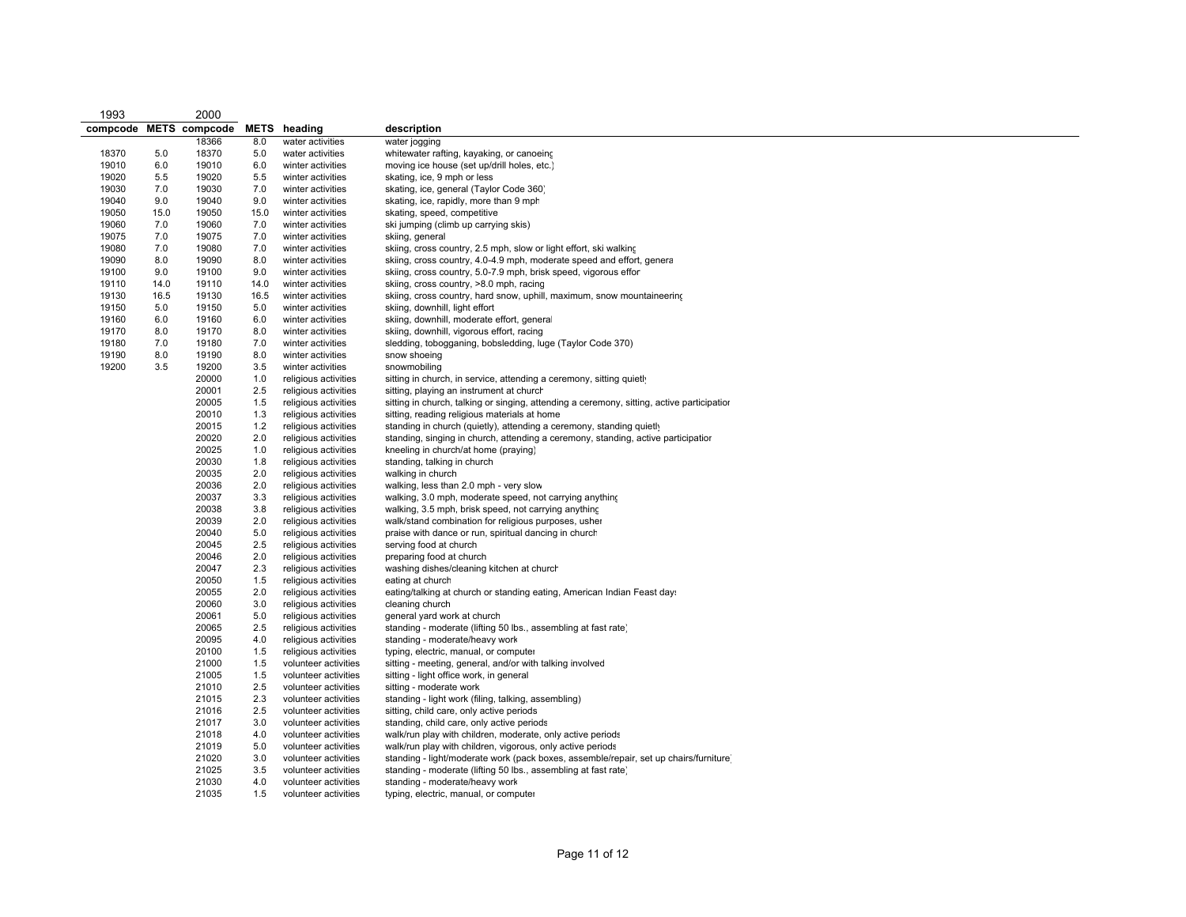| 1993 compcode | 1993 METS | 2000 compcode | 2000 METS | heading | description |
|---|---|---|---|---|---|
| | | 18366 | 8.0 | water activities | water jogging |
| 18370 | 5.0 | 18370 | 5.0 | water activities | whitewater rafting, kayaking, or canoeing |
| 19010 | 6.0 | 19010 | 6.0 | winter activities | moving ice house (set up/drill holes, etc.) |
| 19020 | 5.5 | 19020 | 5.5 | winter activities | skating, ice, 9 mph or less |
| 19030 | 7.0 | 19030 | 7.0 | winter activities | skating, ice, general (Taylor Code 360) |
| 19040 | 9.0 | 19040 | 9.0 | winter activities | skating, ice, rapidly, more than 9 mph |
| 19050 | 15.0 | 19050 | 15.0 | winter activities | skating, speed, competitive |
| 19060 | 7.0 | 19060 | 7.0 | winter activities | ski jumping (climb up carrying skis) |
| 19075 | 7.0 | 19075 | 7.0 | winter activities | skiing, general |
| 19080 | 7.0 | 19080 | 7.0 | winter activities | skiing, cross country, 2.5 mph, slow or light effort, ski walking |
| 19090 | 8.0 | 19090 | 8.0 | winter activities | skiing, cross country, 4.0-4.9 mph, moderate speed and effort, general |
| 19100 | 9.0 | 19100 | 9.0 | winter activities | skiing, cross country, 5.0-7.9 mph, brisk speed, vigorous effort |
| 19110 | 14.0 | 19110 | 14.0 | winter activities | skiing, cross country, >8.0 mph, racing |
| 19130 | 16.5 | 19130 | 16.5 | winter activities | skiing, cross country, hard snow, uphill, maximum, snow mountaineering |
| 19150 | 5.0 | 19150 | 5.0 | winter activities | skiing, downhill, light effort |
| 19160 | 6.0 | 19160 | 6.0 | winter activities | skiing, downhill, moderate effort, general |
| 19170 | 8.0 | 19170 | 8.0 | winter activities | skiing, downhill, vigorous effort, racing |
| 19180 | 7.0 | 19180 | 7.0 | winter activities | sledding, tobogganing, bobsledding, luge (Taylor Code 370) |
| 19190 | 8.0 | 19190 | 8.0 | winter activities | snow shoeing |
| 19200 | 3.5 | 19200 | 3.5 | winter activities | snowmobiling |
| | | 20000 | 1.0 | religious activities | sitting in church, in service, attending a ceremony, sitting quietly |
| | | 20001 | 2.5 | religious activities | sitting, playing an instrument at church |
| | | 20005 | 1.5 | religious activities | sitting in church, talking or singing, attending a ceremony, sitting, active participation |
| | | 20010 | 1.3 | religious activities | sitting, reading religious materials at home |
| | | 20015 | 1.2 | religious activities | standing in church (quietly), attending a ceremony, standing quietly |
| | | 20020 | 2.0 | religious activities | standing, singing in church, attending a ceremony, standing, active participation |
| | | 20025 | 1.0 | religious activities | kneeling in church/at home (praying) |
| | | 20030 | 1.8 | religious activities | standing, talking in church |
| | | 20035 | 2.0 | religious activities | walking in church |
| | | 20036 | 2.0 | religious activities | walking, less than 2.0 mph - very slow |
| | | 20037 | 3.3 | religious activities | walking, 3.0 mph, moderate speed, not carrying anything |
| | | 20038 | 3.8 | religious activities | walking, 3.5 mph, brisk speed, not carrying anything |
| | | 20039 | 2.0 | religious activities | walk/stand combination for religious purposes, usher |
| | | 20040 | 5.0 | religious activities | praise with dance or run, spiritual dancing in church |
| | | 20045 | 2.5 | religious activities | serving food at church |
| | | 20046 | 2.0 | religious activities | preparing food at church |
| | | 20047 | 2.3 | religious activities | washing dishes/cleaning kitchen at church |
| | | 20050 | 1.5 | religious activities | eating at church |
| | | 20055 | 2.0 | religious activities | eating/talking at church or standing eating, American Indian Feast days |
| | | 20060 | 3.0 | religious activities | cleaning church |
| | | 20061 | 5.0 | religious activities | general yard work at church |
| | | 20065 | 2.5 | religious activities | standing - moderate (lifting 50 lbs., assembling at fast rate) |
| | | 20095 | 4.0 | religious activities | standing - moderate/heavy work |
| | | 20100 | 1.5 | religious activities | typing, electric, manual, or computer |
| | | 21000 | 1.5 | volunteer activities | sitting - meeting, general, and/or with talking involved |
| | | 21005 | 1.5 | volunteer activities | sitting - light office work, in general |
| | | 21010 | 2.5 | volunteer activities | sitting - moderate work |
| | | 21015 | 2.3 | volunteer activities | standing - light work (filing, talking, assembling) |
| | | 21016 | 2.5 | volunteer activities | sitting, child care, only active periods |
| | | 21017 | 3.0 | volunteer activities | standing, child care, only active periods |
| | | 21018 | 4.0 | volunteer activities | walk/run play with children, moderate, only active periods |
| | | 21019 | 5.0 | volunteer activities | walk/run play with children, vigorous, only active periods |
| | | 21020 | 3.0 | volunteer activities | standing - light/moderate work (pack boxes, assemble/repair, set up chairs/furniture) |
| | | 21025 | 3.5 | volunteer activities | standing - moderate (lifting 50 lbs., assembling at fast rate) |
| | | 21030 | 4.0 | volunteer activities | standing - moderate/heavy work |
| | | 21035 | 1.5 | volunteer activities | typing, electric, manual, or computer |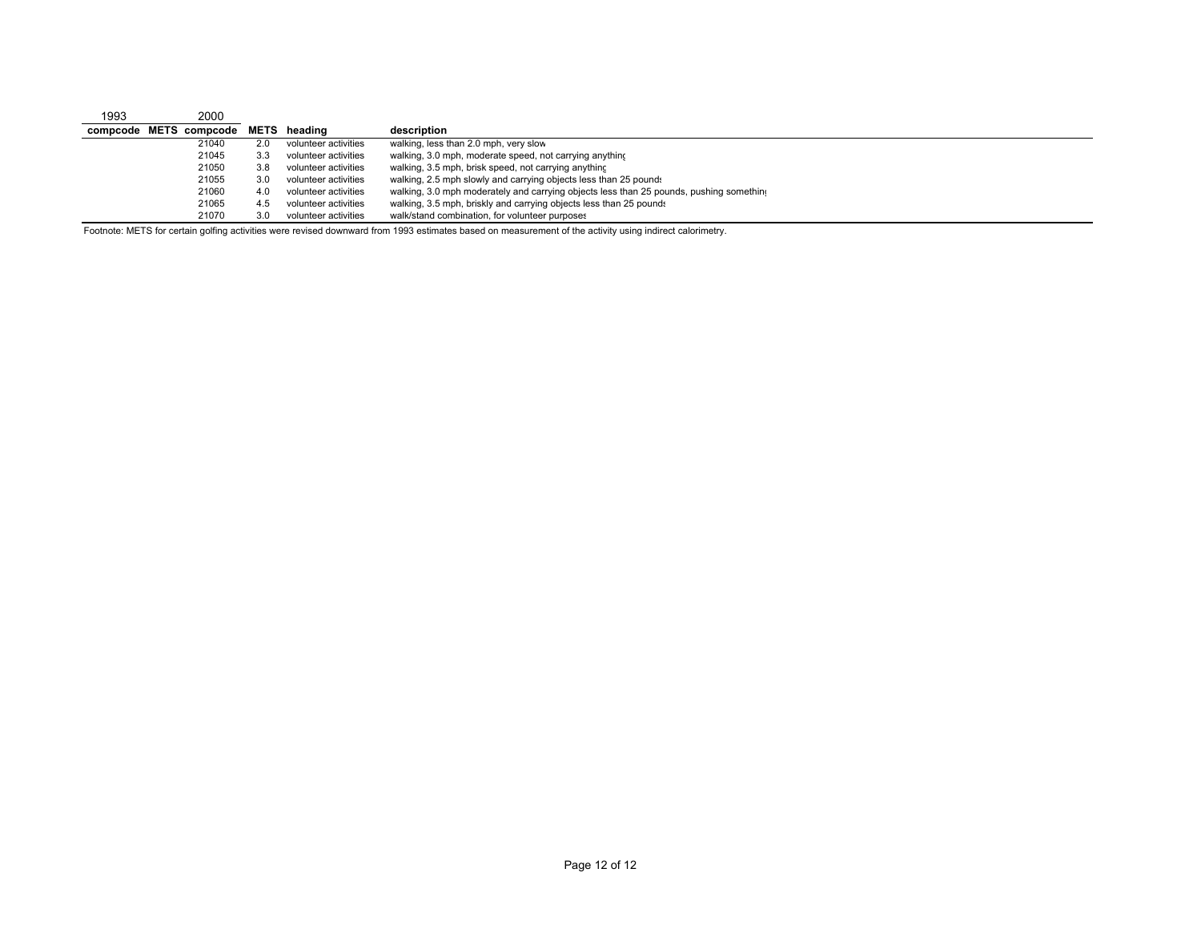| 1993 | | 2000 | | | |
|---|---|---|---|---|---|
| **compcode** | **METS** | **compcode** | **METS** | **heading** | **description** |
| | | 21040 | 2.0 | volunteer activities | walking, less than 2.0 mph, very slow |
| | | 21045 | 3.3 | volunteer activities | walking, 3.0 mph, moderate speed, not carrying anything |
| | | 21050 | 3.8 | volunteer activities | walking, 3.5 mph, brisk speed, not carrying anything |
| | | 21055 | 3.0 | volunteer activities | walking, 2.5 mph slowly and carrying objects less than 25 pounds |
| | | 21060 | 4.0 | volunteer activities | walking, 3.0 mph moderately and carrying objects less than 25 pounds, pushing something |
| | | 21065 | 4.5 | volunteer activities | walking, 3.5 mph, briskly and carrying objects less than 25 pounds |
| | | 21070 | 3.0 | volunteer activities | walk/stand combination, for volunteer purposes |

Footnote: METS for certain golfing activities were revised downward from 1993 estimates based on measurement of the activity using indirect calorimetry.